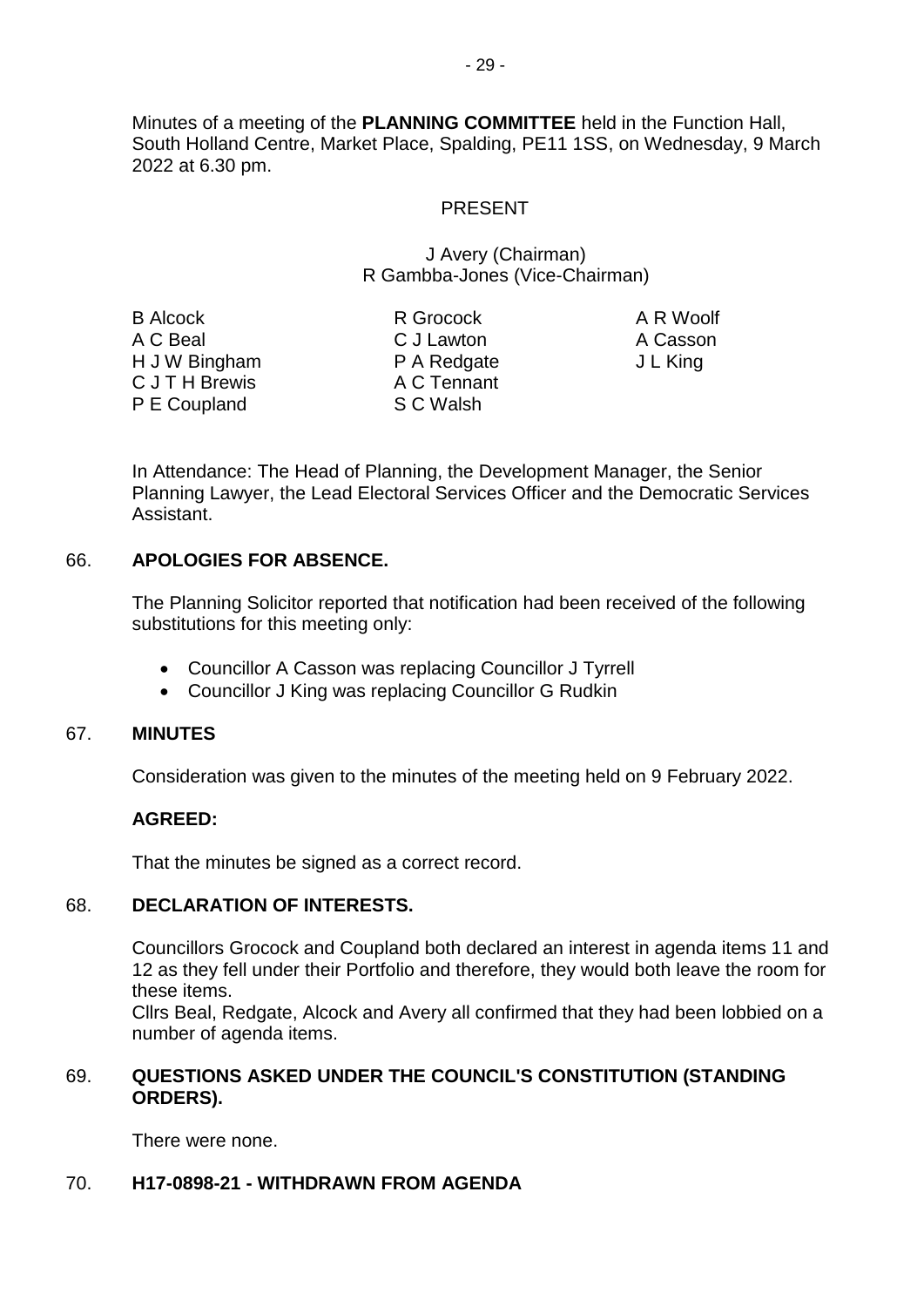Minutes of a meeting of the **PLANNING COMMITTEE** held in the Function Hall, South Holland Centre, Market Place, Spalding, PE11 1SS, on Wednesday, 9 March 2022 at 6.30 pm.

PRESENT

J Avery (Chairman)
R Gambba-Jones (Vice-Chairman)

| | | |
|---|---|---|
| B Alcock | R Grocock | A R Woolf |
| A C Beal | C J Lawton | A Casson |
| H J W Bingham | P A Redgate | J L King |
| C J T H Brewis | A C Tennant | |
| P E Coupland | S C Walsh | |

In Attendance: The Head of Planning, the Development Manager, the Senior Planning Lawyer, the Lead Electoral Services Officer and the Democratic Services Assistant.

## 66. APOLOGIES FOR ABSENCE.

The Planning Solicitor reported that notification had been received of the following substitutions for this meeting only:

- Councillor A Casson was replacing Councillor J Tyrrell
- Councillor J King was replacing Councillor G Rudkin

## 67. MINUTES

Consideration was given to the minutes of the meeting held on 9 February 2022.

**AGREED:**

That the minutes be signed as a correct record.

## 68. DECLARATION OF INTERESTS.

Councillors Grocock and Coupland both declared an interest in agenda items 11 and 12 as they fell under their Portfolio and therefore, they would both leave the room for these items.
Cllrs Beal, Redgate, Alcock and Avery all confirmed that they had been lobbied on a number of agenda items.

## 69. QUESTIONS ASKED UNDER THE COUNCIL'S CONSTITUTION (STANDING ORDERS).

There were none.

## 70. H17-0898-21 - WITHDRAWN FROM AGENDA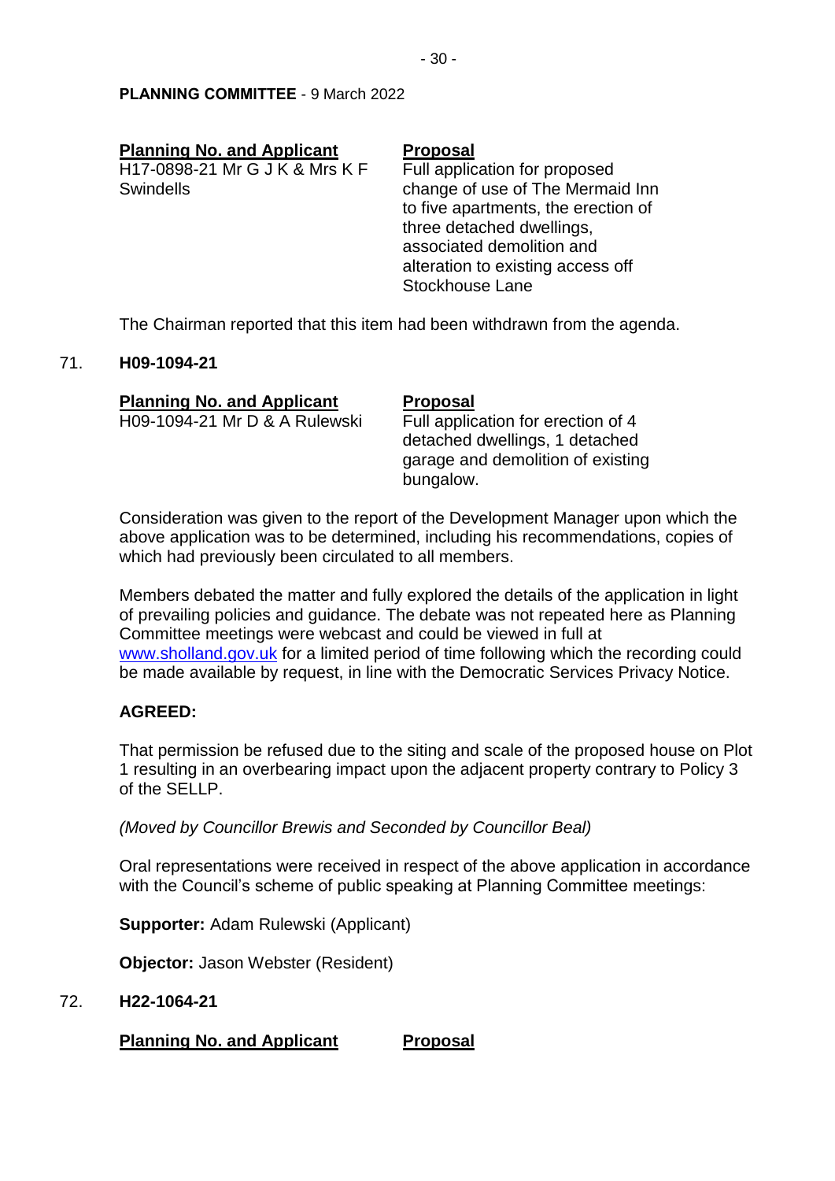PLANNING COMMITTEE - 9 March 2022

| Planning No. and Applicant | Proposal |
| --- | --- |
| H17-0898-21 Mr G J K & Mrs K F Swindells | Full application for proposed change of use of The Mermaid Inn to five apartments, the erection of three detached dwellings, associated demolition and alteration to existing access off Stockhouse Lane |

The Chairman reported that this item had been withdrawn from the agenda.

71. **H09-1094-21**

| Planning No. and Applicant | Proposal |
| --- | --- |
| H09-1094-21 Mr D & A Rulewski | Full application for erection of 4 detached dwellings, 1 detached garage and demolition of existing bungalow. |

Consideration was given to the report of the Development Manager upon which the above application was to be determined, including his recommendations, copies of which had previously been circulated to all members.

Members debated the matter and fully explored the details of the application in light of prevailing policies and guidance. The debate was not repeated here as Planning Committee meetings were webcast and could be viewed in full at www.sholland.gov.uk for a limited period of time following which the recording could be made available by request, in line with the Democratic Services Privacy Notice.

**AGREED:**

That permission be refused due to the siting and scale of the proposed house on Plot 1 resulting in an overbearing impact upon the adjacent property contrary to Policy 3 of the SELLP.

*(Moved by Councillor Brewis and Seconded by Councillor Beal)*

Oral representations were received in respect of the above application in accordance with the Council's scheme of public speaking at Planning Committee meetings:

**Supporter:** Adam Rulewski (Applicant)

**Objector:** Jason Webster (Resident)

72. **H22-1064-21**

| Planning No. and Applicant | Proposal |
| --- | --- |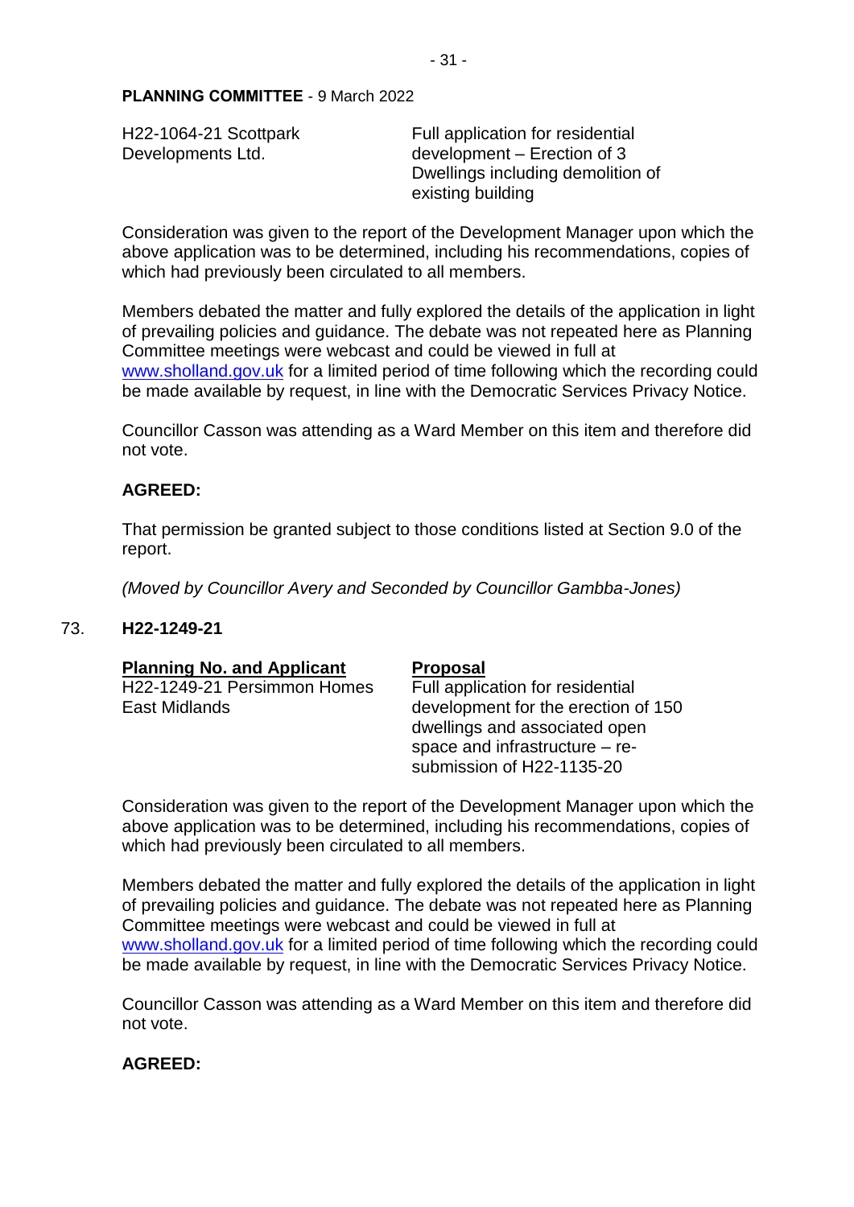**PLANNING COMMITTEE** - 9 March 2022

| | |
|---|---|
| H22-1064-21 Scottpark Developments Ltd. | Full application for residential development – Erection of 3 Dwellings including demolition of existing building |

Consideration was given to the report of the Development Manager upon which the above application was to be determined, including his recommendations, copies of which had previously been circulated to all members.

Members debated the matter and fully explored the details of the application in light of prevailing policies and guidance. The debate was not repeated here as Planning Committee meetings were webcast and could be viewed in full at www.sholland.gov.uk for a limited period of time following which the recording could be made available by request, in line with the Democratic Services Privacy Notice.

Councillor Casson was attending as a Ward Member on this item and therefore did not vote.

**AGREED:**

That permission be granted subject to those conditions listed at Section 9.0 of the report.

*(Moved by Councillor Avery and Seconded by Councillor Gambba-Jones)*

73. **H22-1249-21**

| **Planning No. and Applicant** | **Proposal** |
|---|---|
| H22-1249-21 Persimmon Homes East Midlands | Full application for residential development for the erection of 150 dwellings and associated open space and infrastructure – re-submission of H22-1135-20 |

Consideration was given to the report of the Development Manager upon which the above application was to be determined, including his recommendations, copies of which had previously been circulated to all members.

Members debated the matter and fully explored the details of the application in light of prevailing policies and guidance. The debate was not repeated here as Planning Committee meetings were webcast and could be viewed in full at www.sholland.gov.uk for a limited period of time following which the recording could be made available by request, in line with the Democratic Services Privacy Notice.

Councillor Casson was attending as a Ward Member on this item and therefore did not vote.

**AGREED:**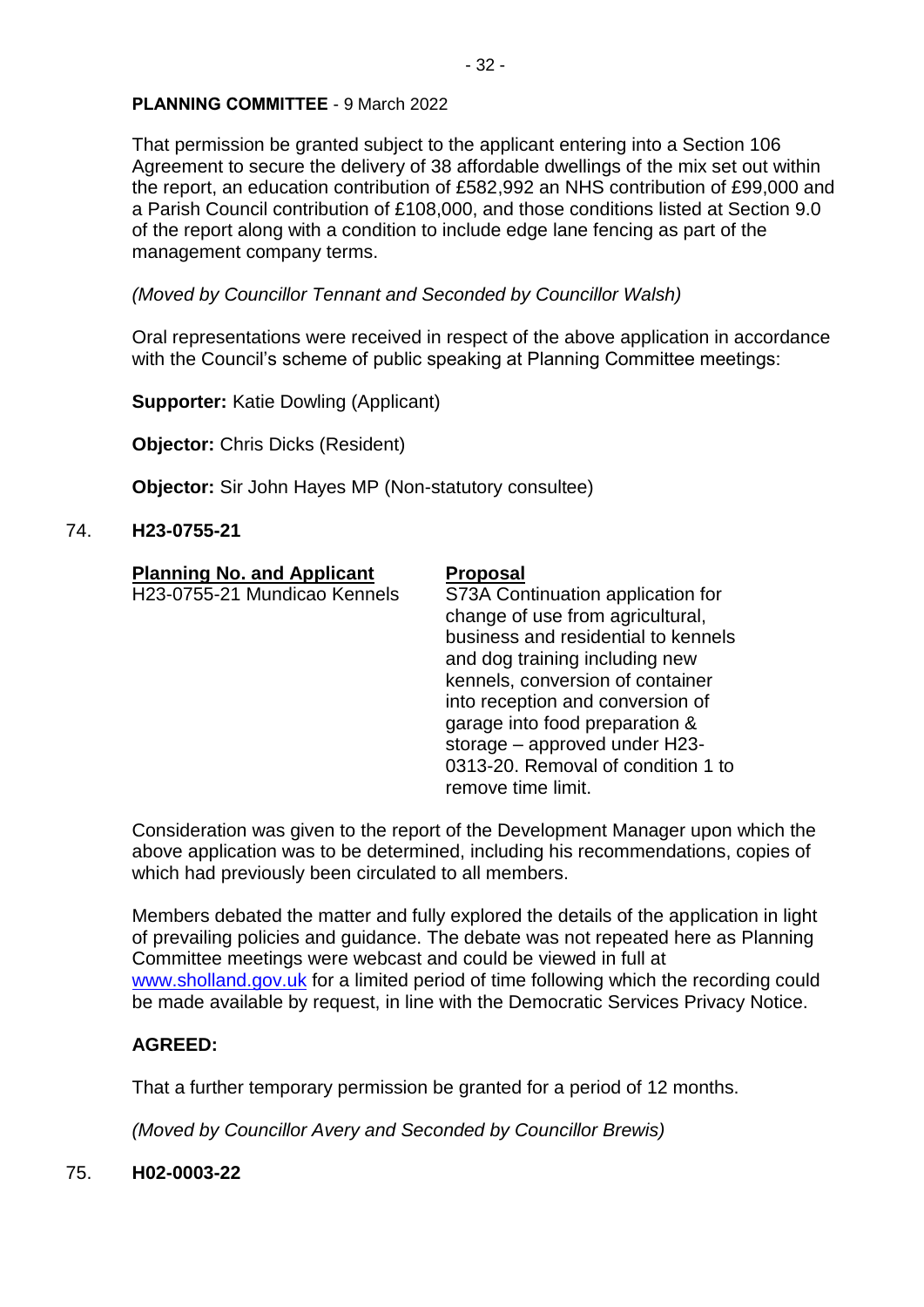**PLANNING COMMITTEE** - 9 March 2022

That permission be granted subject to the applicant entering into a Section 106 Agreement to secure the delivery of 38 affordable dwellings of the mix set out within the report, an education contribution of £582,992 an NHS contribution of £99,000 and a Parish Council contribution of £108,000, and those conditions listed at Section 9.0 of the report along with a condition to include edge lane fencing as part of the management company terms.

*(Moved by Councillor Tennant and Seconded by Councillor Walsh)*

Oral representations were received in respect of the above application in accordance with the Council's scheme of public speaking at Planning Committee meetings:

**Supporter:** Katie Dowling (Applicant)

**Objector:** Chris Dicks (Resident)

**Objector:** Sir John Hayes MP (Non-statutory consultee)

74. **H23-0755-21**

| Planning No. and Applicant | Proposal |
| --- | --- |
| H23-0755-21 Mundicao Kennels | S73A Continuation application for change of use from agricultural, business and residential to kennels and dog training including new kennels, conversion of container into reception and conversion of garage into food preparation & storage – approved under H23-0313-20. Removal of condition 1 to remove time limit. |

Consideration was given to the report of the Development Manager upon which the above application was to be determined, including his recommendations, copies of which had previously been circulated to all members.

Members debated the matter and fully explored the details of the application in light of prevailing policies and guidance. The debate was not repeated here as Planning Committee meetings were webcast and could be viewed in full at www.sholland.gov.uk for a limited period of time following which the recording could be made available by request, in line with the Democratic Services Privacy Notice.

**AGREED:**

That a further temporary permission be granted for a period of 12 months.

*(Moved by Councillor Avery and Seconded by Councillor Brewis)*

75. **H02-0003-22**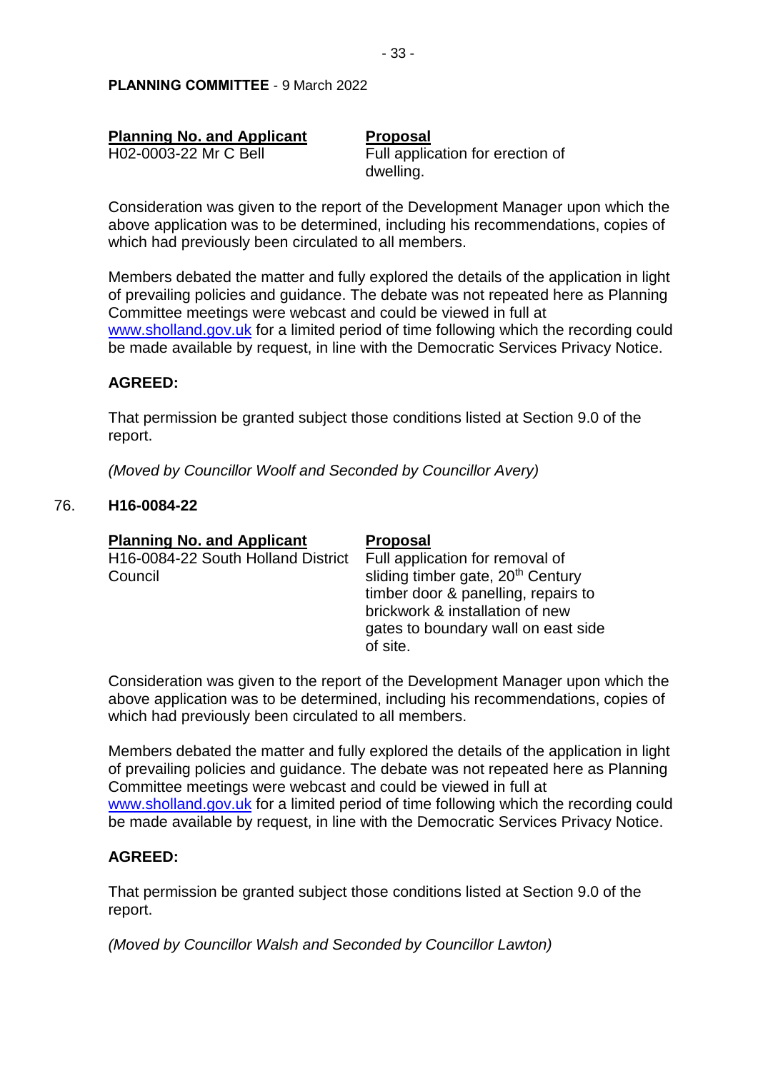**PLANNING COMMITTEE** - 9 March 2022

| **Planning No. and Applicant** | **Proposal** |
|---|---|
| H02-0003-22 Mr C Bell | Full application for erection of dwelling. |

Consideration was given to the report of the Development Manager upon which the above application was to be determined, including his recommendations, copies of which had previously been circulated to all members.

Members debated the matter and fully explored the details of the application in light of prevailing policies and guidance. The debate was not repeated here as Planning Committee meetings were webcast and could be viewed in full at www.sholland.gov.uk for a limited period of time following which the recording could be made available by request, in line with the Democratic Services Privacy Notice.

**AGREED:**

That permission be granted subject those conditions listed at Section 9.0 of the report.

*(Moved by Councillor Woolf and Seconded by Councillor Avery)*

76. **H16-0084-22**

| **Planning No. and Applicant** | **Proposal** |
|---|---|
| H16-0084-22 South Holland District Council | Full application for removal of sliding timber gate, 20th Century timber door & panelling, repairs to brickwork & installation of new gates to boundary wall on east side of site. |

Consideration was given to the report of the Development Manager upon which the above application was to be determined, including his recommendations, copies of which had previously been circulated to all members.

Members debated the matter and fully explored the details of the application in light of prevailing policies and guidance. The debate was not repeated here as Planning Committee meetings were webcast and could be viewed in full at www.sholland.gov.uk for a limited period of time following which the recording could be made available by request, in line with the Democratic Services Privacy Notice.

**AGREED:**

That permission be granted subject those conditions listed at Section 9.0 of the report.

*(Moved by Councillor Walsh and Seconded by Councillor Lawton)*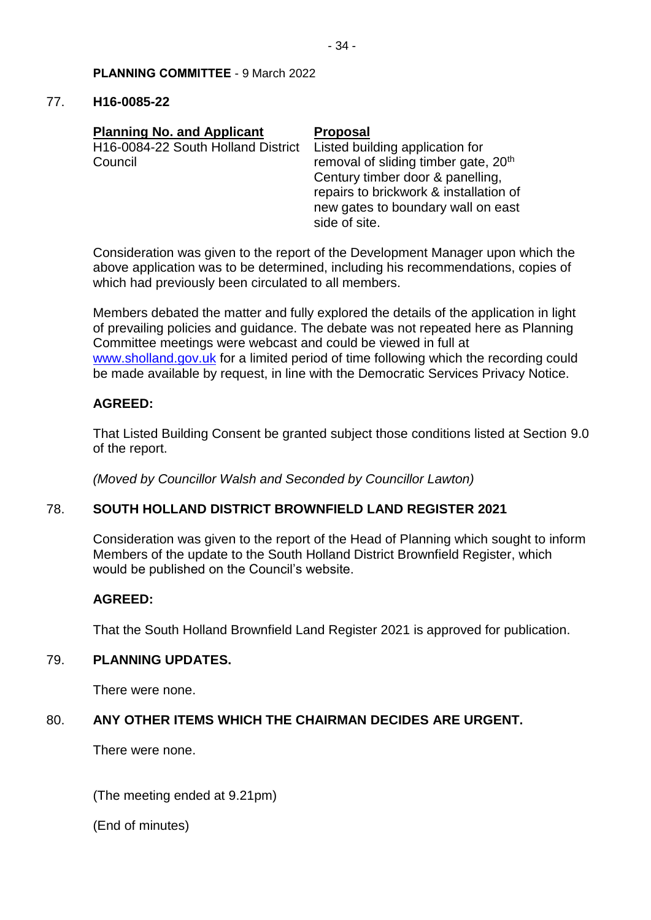**PLANNING COMMITTEE** - 9 March 2022

77. **H16-0085-22**

| **Planning No. and Applicant** | **Proposal** |
| --- | --- |
| H16-0084-22 South Holland District Council | Listed building application for removal of sliding timber gate, 20th Century timber door & panelling, repairs to brickwork & installation of new gates to boundary wall on east side of site. |

Consideration was given to the report of the Development Manager upon which the above application was to be determined, including his recommendations, copies of which had previously been circulated to all members.

Members debated the matter and fully explored the details of the application in light of prevailing policies and guidance. The debate was not repeated here as Planning Committee meetings were webcast and could be viewed in full at www.sholland.gov.uk for a limited period of time following which the recording could be made available by request, in line with the Democratic Services Privacy Notice.

**AGREED:**

That Listed Building Consent be granted subject those conditions listed at Section 9.0 of the report.

*(Moved by Councillor Walsh and Seconded by Councillor Lawton)*

78. **SOUTH HOLLAND DISTRICT BROWNFIELD LAND REGISTER 2021**

Consideration was given to the report of the Head of Planning which sought to inform Members of the update to the South Holland District Brownfield Register, which would be published on the Council's website.

**AGREED:**

That the South Holland Brownfield Land Register 2021 is approved for publication.

79. **PLANNING UPDATES.**

There were none.

80. **ANY OTHER ITEMS WHICH THE CHAIRMAN DECIDES ARE URGENT.**

There were none.

(The meeting ended at 9.21pm)

(End of minutes)